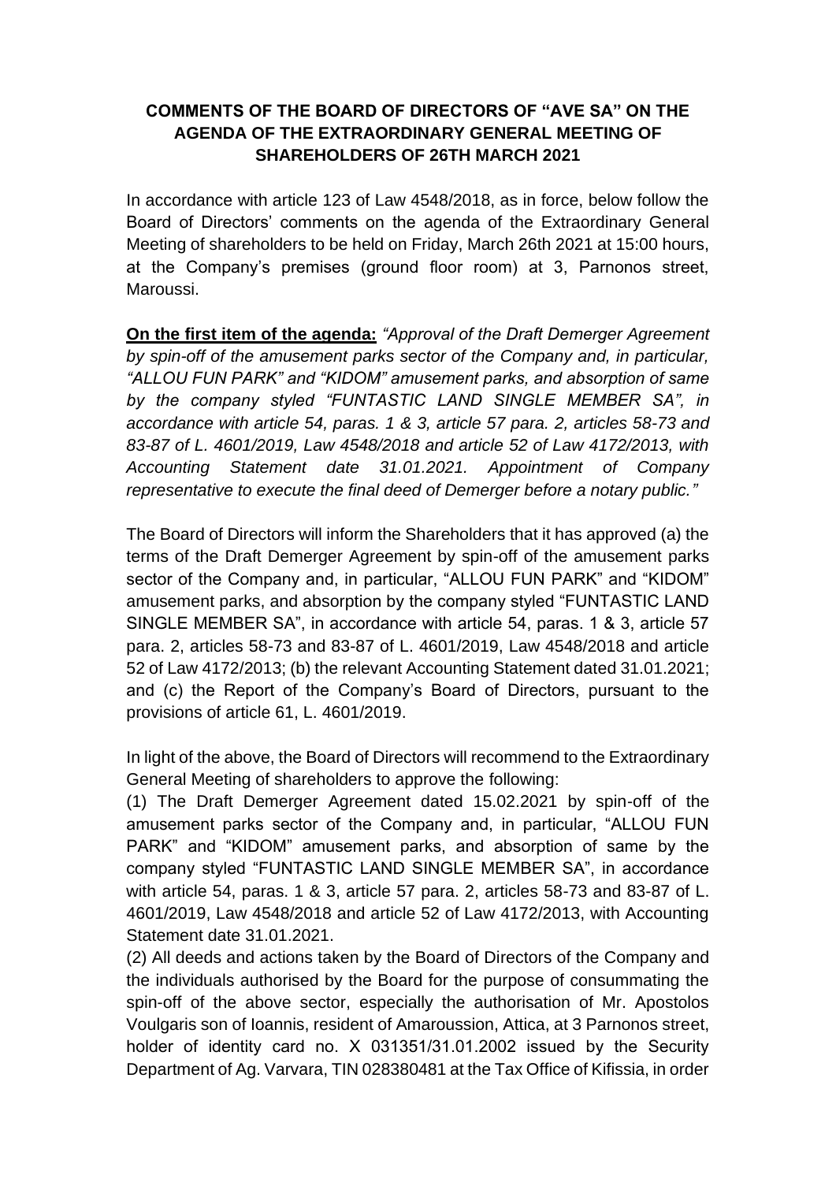**COMMENTS OF THE BOARD OF DIRECTORS OF "AVE SA" ON THE AGENDA OF THE EXTRAORDINARY GENERAL MEETING OF SHAREHOLDERS OF 26TH MARCH 2021**

In accordance with article 123 of Law 4548/2018, as in force, below follow the Board of Directors' comments on the agenda of the Extraordinary General Meeting of shareholders to be held on Friday, March 26th 2021 at 15:00 hours, at the Company's premises (ground floor room) at 3, Parnonos street, Maroussi.

**On the first item of the agenda:** *"Approval of the Draft Demerger Agreement by spin-off of the amusement parks sector of the Company and, in particular, "ALLOU FUN PARK" and "KIDOM" amusement parks, and absorption of same by the company styled "FUNTASTIC LAND SINGLE MEMBER SA", in accordance with article 54, paras. 1 & 3, article 57 para. 2, articles 58-73 and 83-87 of L. 4601/2019, Law 4548/2018 and article 52 of Law 4172/2013, with Accounting Statement date 31.01.2021. Appointment of Company representative to execute the final deed of Demerger before a notary public."*

The Board of Directors will inform the Shareholders that it has approved (a) the terms of the Draft Demerger Agreement by spin-off of the amusement parks sector of the Company and, in particular, "ALLOU FUN PARK" and "KIDOM" amusement parks, and absorption by the company styled "FUNTASTIC LAND SINGLE MEMBER SA", in accordance with article 54, paras. 1 & 3, article 57 para. 2, articles 58-73 and 83-87 of L. 4601/2019, Law 4548/2018 and article 52 of Law 4172/2013; (b) the relevant Accounting Statement dated 31.01.2021; and (c) the Report of the Company's Board of Directors, pursuant to the provisions of article 61, L. 4601/2019.

In light of the above, the Board of Directors will recommend to the Extraordinary General Meeting of shareholders to approve the following:

(1) The Draft Demerger Agreement dated 15.02.2021 by spin-off of the amusement parks sector of the Company and, in particular, "ALLOU FUN PARK" and "KIDOM" amusement parks, and absorption of same by the company styled "FUNTASTIC LAND SINGLE MEMBER SA", in accordance with article 54, paras. 1 & 3, article 57 para. 2, articles 58-73 and 83-87 of L. 4601/2019, Law 4548/2018 and article 52 of Law 4172/2013, with Accounting Statement date 31.01.2021.

(2) All deeds and actions taken by the Board of Directors of the Company and the individuals authorised by the Board for the purpose of consummating the spin-off of the above sector, especially the authorisation of Mr. Apostolos Voulgaris son of Ioannis, resident of Amaroussion, Attica, at 3 Parnonos street, holder of identity card no. X 031351/31.01.2002 issued by the Security Department of Ag. Varvara, TIN 028380481 at the Tax Office of Kifissia, in order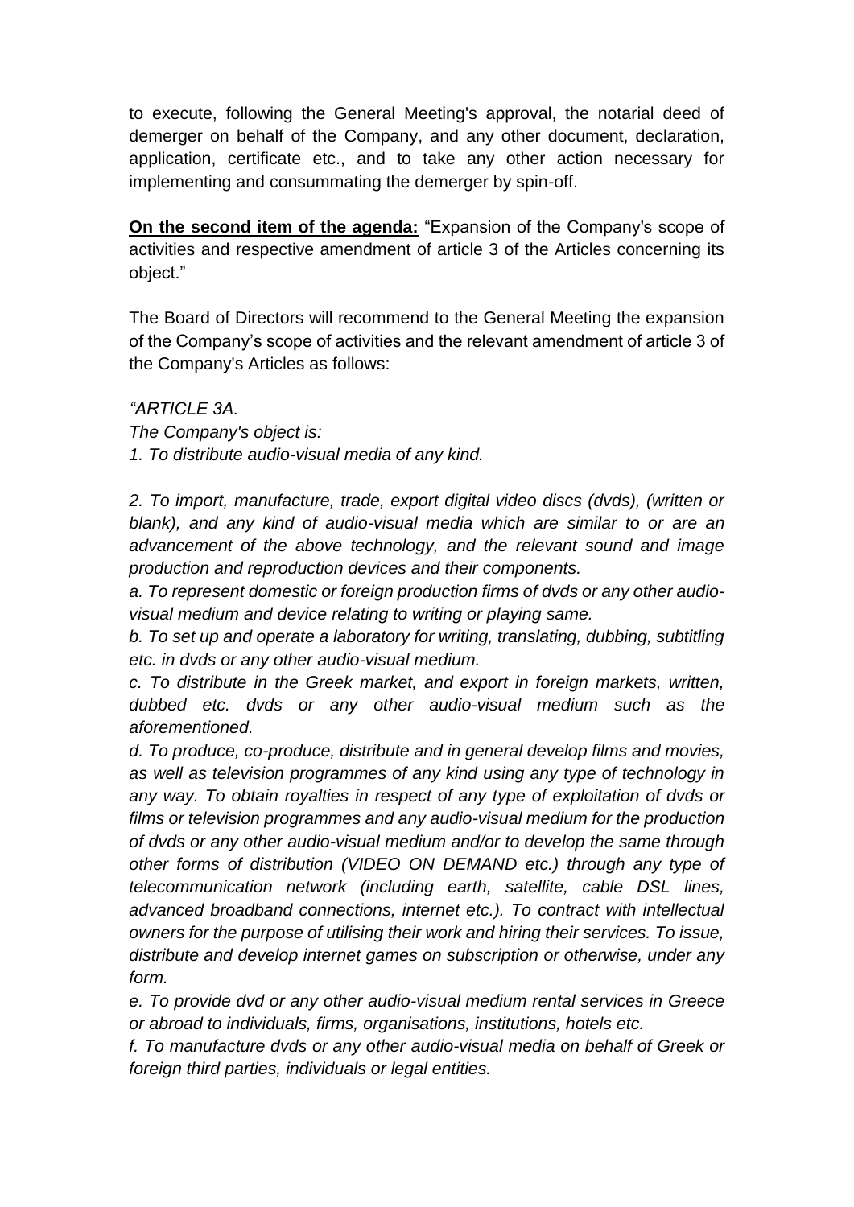to execute, following the General Meeting's approval, the notarial deed of demerger on behalf of the Company, and any other document, declaration, application, certificate etc., and to take any other action necessary for implementing and consummating the demerger by spin-off.

**On the second item of the agenda:** "Expansion of the Company's scope of activities and respective amendment of article 3 of the Articles concerning its object."

The Board of Directors will recommend to the General Meeting the expansion of the Company's scope of activities and the relevant amendment of article 3 of the Company's Articles as follows:

*"ARTICLE 3A.*
*The Company's object is:*
*1. To distribute audio-visual media of any kind.*

*2. To import, manufacture, trade, export digital video discs (dvds), (written or blank), and any kind of audio-visual media which are similar to or are an advancement of the above technology, and the relevant sound and image production and reproduction devices and their components.*
*a. To represent domestic or foreign production firms of dvds or any other audio-visual medium and device relating to writing or playing same.*
*b. To set up and operate a laboratory for writing, translating, dubbing, subtitling etc. in dvds or any other audio-visual medium.*
*c. To distribute in the Greek market, and export in foreign markets, written, dubbed etc. dvds or any other audio-visual medium such as the aforementioned.*
*d. To produce, co-produce, distribute and in general develop films and movies, as well as television programmes of any kind using any type of technology in any way. To obtain royalties in respect of any type of exploitation of dvds or films or television programmes and any audio-visual medium for the production of dvds or any other audio-visual medium and/or to develop the same through other forms of distribution (VIDEO ON DEMAND etc.) through any type of telecommunication network (including earth, satellite, cable DSL lines, advanced broadband connections, internet etc.). To contract with intellectual owners for the purpose of utilising their work and hiring their services. To issue, distribute and develop internet games on subscription or otherwise, under any form.*
*e. To provide dvd or any other audio-visual medium rental services in Greece or abroad to individuals, firms, organisations, institutions, hotels etc.*
*f. To manufacture dvds or any other audio-visual media on behalf of Greek or foreign third parties, individuals or legal entities.*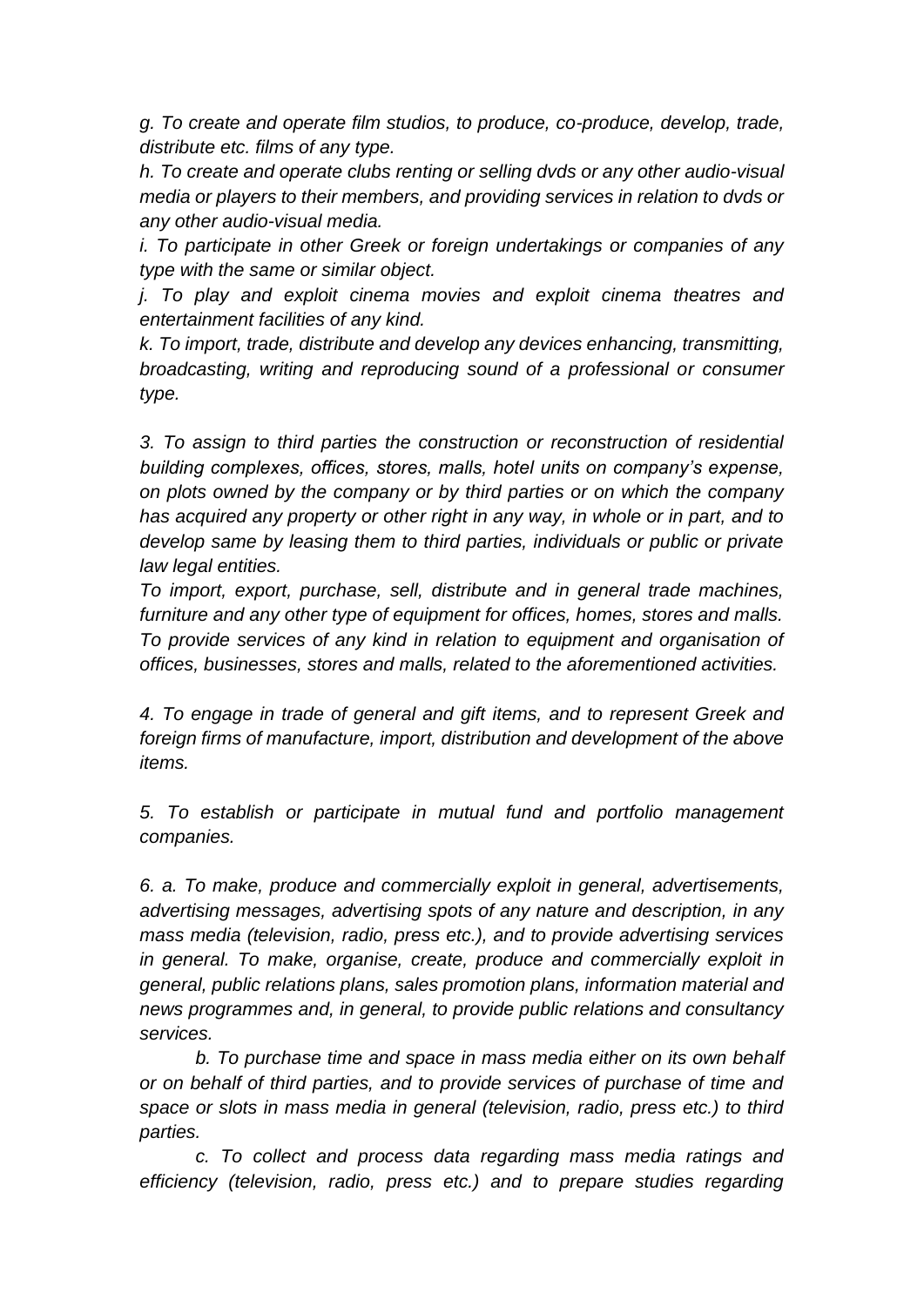*g. To create and operate film studios, to produce, co-produce, develop, trade, distribute etc. films of any type.*

*h. To create and operate clubs renting or selling dvds or any other audio-visual media or players to their members, and providing services in relation to dvds or any other audio-visual media.*

*i. To participate in other Greek or foreign undertakings or companies of any type with the same or similar object.*

*j. To play and exploit cinema movies and exploit cinema theatres and entertainment facilities of any kind.*

*k. To import, trade, distribute and develop any devices enhancing, transmitting, broadcasting, writing and reproducing sound of a professional or consumer type.*

*3. To assign to third parties the construction or reconstruction of residential building complexes, offices, stores, malls, hotel units on company's expense, on plots owned by the company or by third parties or on which the company has acquired any property or other right in any way, in whole or in part, and to develop same by leasing them to third parties, individuals or public or private law legal entities.*

*To import, export, purchase, sell, distribute and in general trade machines, furniture and any other type of equipment for offices, homes, stores and malls. To provide services of any kind in relation to equipment and organisation of offices, businesses, stores and malls, related to the aforementioned activities.*

*4. To engage in trade of general and gift items, and to represent Greek and foreign firms of manufacture, import, distribution and development of the above items.*

*5. To establish or participate in mutual fund and portfolio management companies.*

*6. a. To make, produce and commercially exploit in general, advertisements, advertising messages, advertising spots of any nature and description, in any mass media (television, radio, press etc.), and to provide advertising services in general. To make, organise, create, produce and commercially exploit in general, public relations plans, sales promotion plans, information material and news programmes and, in general, to provide public relations and consultancy services.*

*b. To purchase time and space in mass media either on its own behalf or on behalf of third parties, and to provide services of purchase of time and space or slots in mass media in general (television, radio, press etc.) to third parties.*

*c. To collect and process data regarding mass media ratings and efficiency (television, radio, press etc.) and to prepare studies regarding*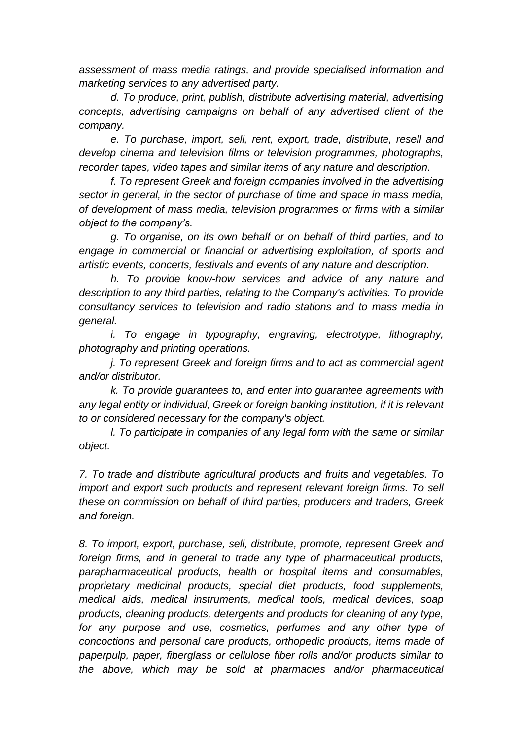*assessment of mass media ratings, and provide specialised information and marketing services to any advertised party.*

*d. To produce, print, publish, distribute advertising material, advertising concepts, advertising campaigns on behalf of any advertised client of the company.*

*e. To purchase, import, sell, rent, export, trade, distribute, resell and develop cinema and television films or television programmes, photographs, recorder tapes, video tapes and similar items of any nature and description.*

*f. To represent Greek and foreign companies involved in the advertising sector in general, in the sector of purchase of time and space in mass media, of development of mass media, television programmes or firms with a similar object to the company's.*

*g. To organise, on its own behalf or on behalf of third parties, and to engage in commercial or financial or advertising exploitation, of sports and artistic events, concerts, festivals and events of any nature and description.*

*h. To provide know-how services and advice of any nature and description to any third parties, relating to the Company's activities. To provide consultancy services to television and radio stations and to mass media in general.*

*i. To engage in typography, engraving, electrotype, lithography, photography and printing operations.*

*j. To represent Greek and foreign firms and to act as commercial agent and/or distributor.*

*k. To provide guarantees to, and enter into guarantee agreements with any legal entity or individual, Greek or foreign banking institution, if it is relevant to or considered necessary for the company's object.*

*l. To participate in companies of any legal form with the same or similar object.*

*7. To trade and distribute agricultural products and fruits and vegetables. To import and export such products and represent relevant foreign firms. To sell these on commission on behalf of third parties, producers and traders, Greek and foreign.*

*8. To import, export, purchase, sell, distribute, promote, represent Greek and foreign firms, and in general to trade any type of pharmaceutical products, parapharmaceutical products, health or hospital items and consumables, proprietary medicinal products, special diet products, food supplements, medical aids, medical instruments, medical tools, medical devices, soap products, cleaning products, detergents and products for cleaning of any type, for any purpose and use, cosmetics, perfumes and any other type of concoctions and personal care products, orthopedic products, items made of paperpulp, paper, fiberglass or cellulose fiber rolls and/or products similar to the above, which may be sold at pharmacies and/or pharmaceutical*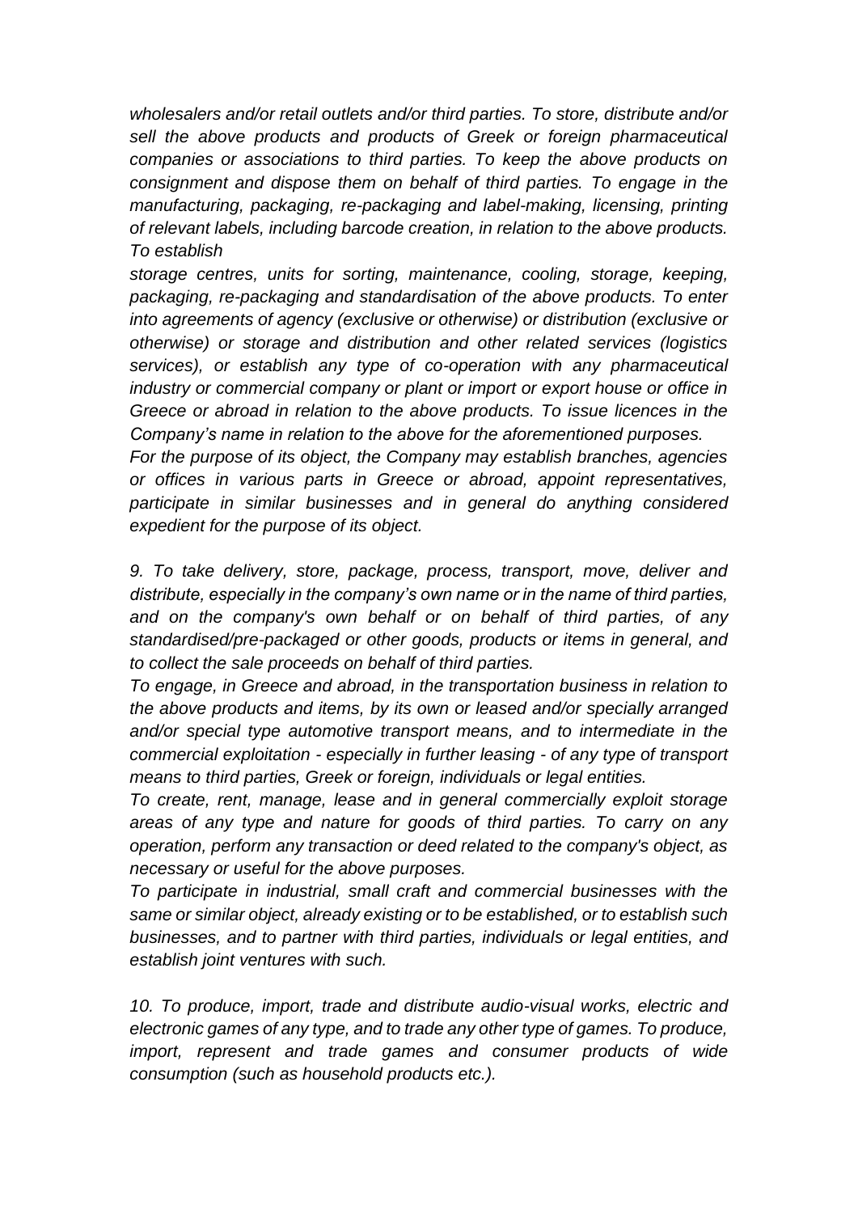*wholesalers and/or retail outlets and/or third parties. To store, distribute and/or sell the above products and products of Greek or foreign pharmaceutical companies or associations to third parties. To keep the above products on consignment and dispose them on behalf of third parties. To engage in the manufacturing, packaging, re-packaging and label-making, licensing, printing of relevant labels, including barcode creation, in relation to the above products. To establish storage centres, units for sorting, maintenance, cooling, storage, keeping, packaging, re-packaging and standardisation of the above products. To enter into agreements of agency (exclusive or otherwise) or distribution (exclusive or otherwise) or storage and distribution and other related services (logistics services), or establish any type of co-operation with any pharmaceutical industry or commercial company or plant or import or export house or office in Greece or abroad in relation to the above products. To issue licences in the Company's name in relation to the above for the aforementioned purposes.*

*For the purpose of its object, the Company may establish branches, agencies or offices in various parts in Greece or abroad, appoint representatives, participate in similar businesses and in general do anything considered expedient for the purpose of its object.*

*9. To take delivery, store, package, process, transport, move, deliver and distribute, especially in the company's own name or in the name of third parties, and on the company's own behalf or on behalf of third parties, of any standardised/pre-packaged or other goods, products or items in general, and to collect the sale proceeds on behalf of third parties.*

*To engage, in Greece and abroad, in the transportation business in relation to the above products and items, by its own or leased and/or specially arranged and/or special type automotive transport means, and to intermediate in the commercial exploitation - especially in further leasing - of any type of transport means to third parties, Greek or foreign, individuals or legal entities.*

*To create, rent, manage, lease and in general commercially exploit storage areas of any type and nature for goods of third parties. To carry on any operation, perform any transaction or deed related to the company's object, as necessary or useful for the above purposes.*

*To participate in industrial, small craft and commercial businesses with the same or similar object, already existing or to be established, or to establish such businesses, and to partner with third parties, individuals or legal entities, and establish joint ventures with such.*

*10. To produce, import, trade and distribute audio-visual works, electric and electronic games of any type, and to trade any other type of games. To produce, import, represent and trade games and consumer products of wide consumption (such as household products etc.).*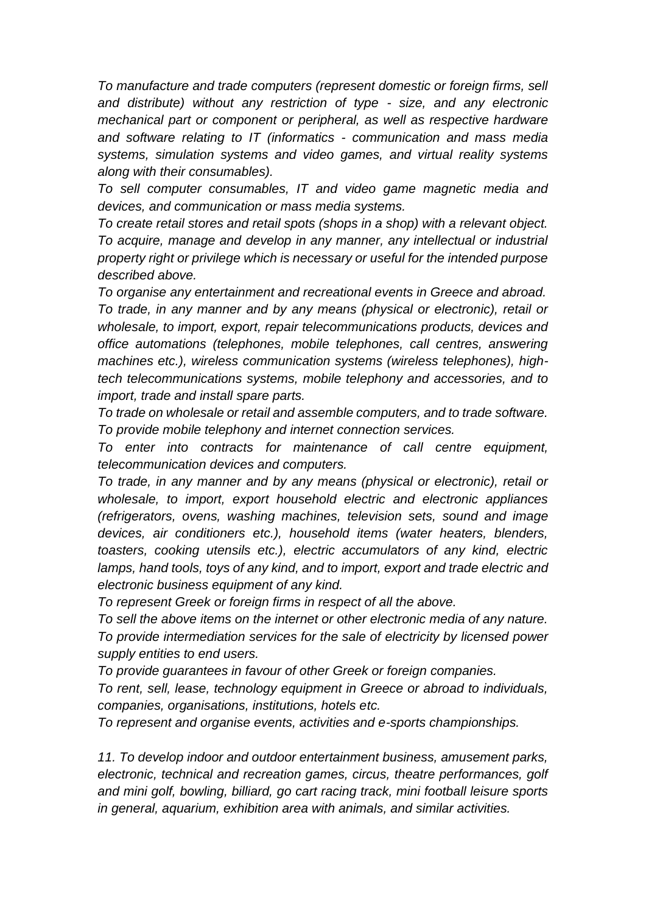*To manufacture and trade computers (represent domestic or foreign firms, sell and distribute) without any restriction of type - size, and any electronic mechanical part or component or peripheral, as well as respective hardware and software relating to IT (informatics - communication and mass media systems, simulation systems and video games, and virtual reality systems along with their consumables).*

*To sell computer consumables, IT and video game magnetic media and devices, and communication or mass media systems.*

*To create retail stores and retail spots (shops in a shop) with a relevant object.*

*To acquire, manage and develop in any manner, any intellectual or industrial property right or privilege which is necessary or useful for the intended purpose described above.*

*To organise any entertainment and recreational events in Greece and abroad.*

*To trade, in any manner and by any means (physical or electronic), retail or wholesale, to import, export, repair telecommunications products, devices and office automations (telephones, mobile telephones, call centres, answering machines etc.), wireless communication systems (wireless telephones), high-tech telecommunications systems, mobile telephony and accessories, and to import, trade and install spare parts.*

*To trade on wholesale or retail and assemble computers, and to trade software.*

*To provide mobile telephony and internet connection services.*

*To enter into contracts for maintenance of call centre equipment, telecommunication devices and computers.*

*To trade, in any manner and by any means (physical or electronic), retail or wholesale, to import, export household electric and electronic appliances (refrigerators, ovens, washing machines, television sets, sound and image devices, air conditioners etc.), household items (water heaters, blenders, toasters, cooking utensils etc.), electric accumulators of any kind, electric lamps, hand tools, toys of any kind, and to import, export and trade electric and electronic business equipment of any kind.*

*To represent Greek or foreign firms in respect of all the above.*

*To sell the above items on the internet or other electronic media of any nature.*

*To provide intermediation services for the sale of electricity by licensed power supply entities to end users.*

*To provide guarantees in favour of other Greek or foreign companies.*

*To rent, sell, lease, technology equipment in Greece or abroad to individuals, companies, organisations, institutions, hotels etc.*

*To represent and organise events, activities and e-sports championships.*

*11. To develop indoor and outdoor entertainment business, amusement parks, electronic, technical and recreation games, circus, theatre performances, golf and mini golf, bowling, billiard, go cart racing track, mini football leisure sports in general, aquarium, exhibition area with animals, and similar activities.*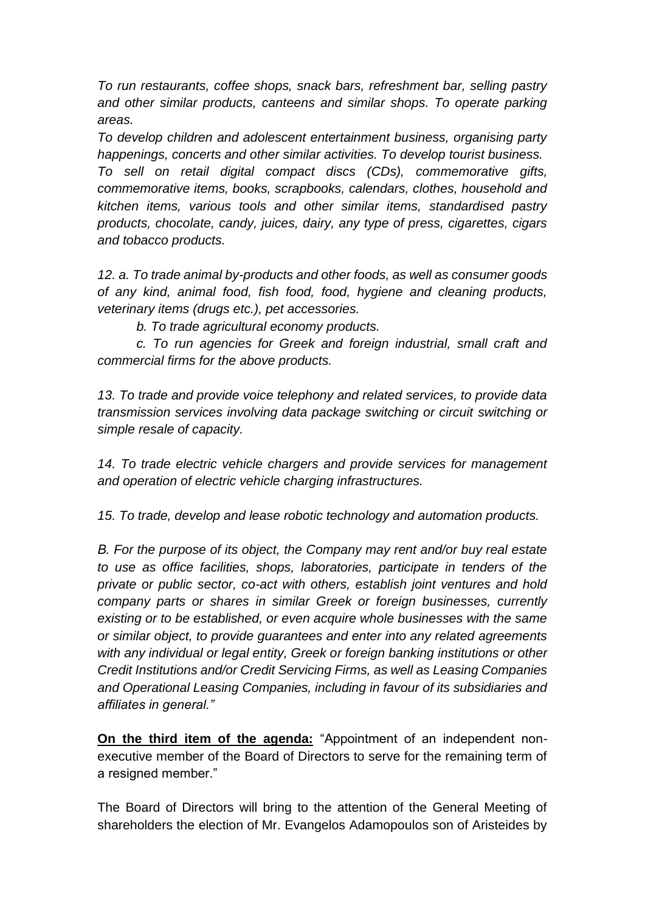*To run restaurants, coffee shops, snack bars, refreshment bar, selling pastry and other similar products, canteens and similar shops. To operate parking areas.*

*To develop children and adolescent entertainment business, organising party happenings, concerts and other similar activities. To develop tourist business.*

*To sell on retail digital compact discs (CDs), commemorative gifts, commemorative items, books, scrapbooks, calendars, clothes, household and kitchen items, various tools and other similar items, standardised pastry products, chocolate, candy, juices, dairy, any type of press, cigarettes, cigars and tobacco products.*

*12. a. To trade animal by-products and other foods, as well as consumer goods of any kind, animal food, fish food, food, hygiene and cleaning products, veterinary items (drugs etc.), pet accessories.*

*b. To trade agricultural economy products.*

*c. To run agencies for Greek and foreign industrial, small craft and commercial firms for the above products.*

*13. To trade and provide voice telephony and related services, to provide data transmission services involving data package switching or circuit switching or simple resale of capacity.*

*14. To trade electric vehicle chargers and provide services for management and operation of electric vehicle charging infrastructures.*

*15. To trade, develop and lease robotic technology and automation products.*

*B. For the purpose of its object, the Company may rent and/or buy real estate to use as office facilities, shops, laboratories, participate in tenders of the private or public sector, co-act with others, establish joint ventures and hold company parts or shares in similar Greek or foreign businesses, currently existing or to be established, or even acquire whole businesses with the same or similar object, to provide guarantees and enter into any related agreements with any individual or legal entity, Greek or foreign banking institutions or other Credit Institutions and/or Credit Servicing Firms, as well as Leasing Companies and Operational Leasing Companies, including in favour of its subsidiaries and affiliates in general."*

**On the third item of the agenda:** "Appointment of an independent non-executive member of the Board of Directors to serve for the remaining term of a resigned member."

The Board of Directors will bring to the attention of the General Meeting of shareholders the election of Mr. Evangelos Adamopoulos son of Aristeides by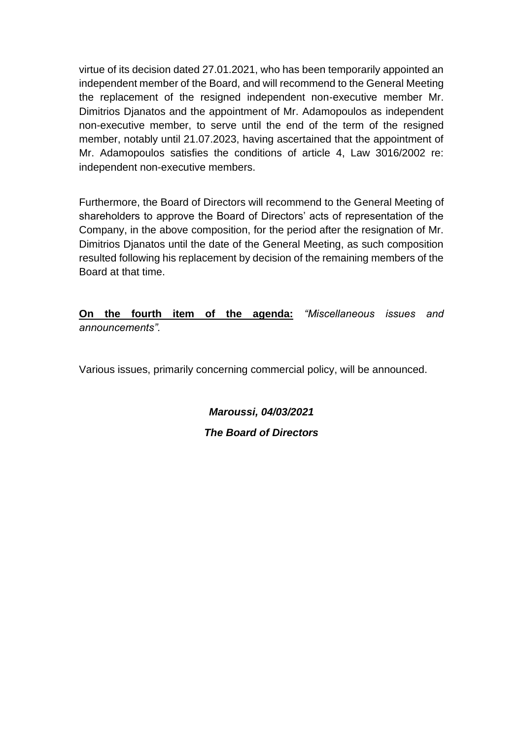virtue of its decision dated 27.01.2021, who has been temporarily appointed an independent member of the Board, and will recommend to the General Meeting the replacement of the resigned independent non-executive member Mr. Dimitrios Djanatos and the appointment of Mr. Adamopoulos as independent non-executive member, to serve until the end of the term of the resigned member, notably until 21.07.2023, having ascertained that the appointment of Mr. Adamopoulos satisfies the conditions of article 4, Law 3016/2002 re: independent non-executive members.

Furthermore, the Board of Directors will recommend to the General Meeting of shareholders to approve the Board of Directors' acts of representation of the Company, in the above composition, for the period after the resignation of Mr. Dimitrios Djanatos until the date of the General Meeting, as such composition resulted following his replacement by decision of the remaining members of the Board at that time.

**<u>On the fourth item of the agenda:</u>** *"Miscellaneous issues and announcements"*.

Various issues, primarily concerning commercial policy, will be announced.

***Maroussi, 04/03/2021***

***The Board of Directors***